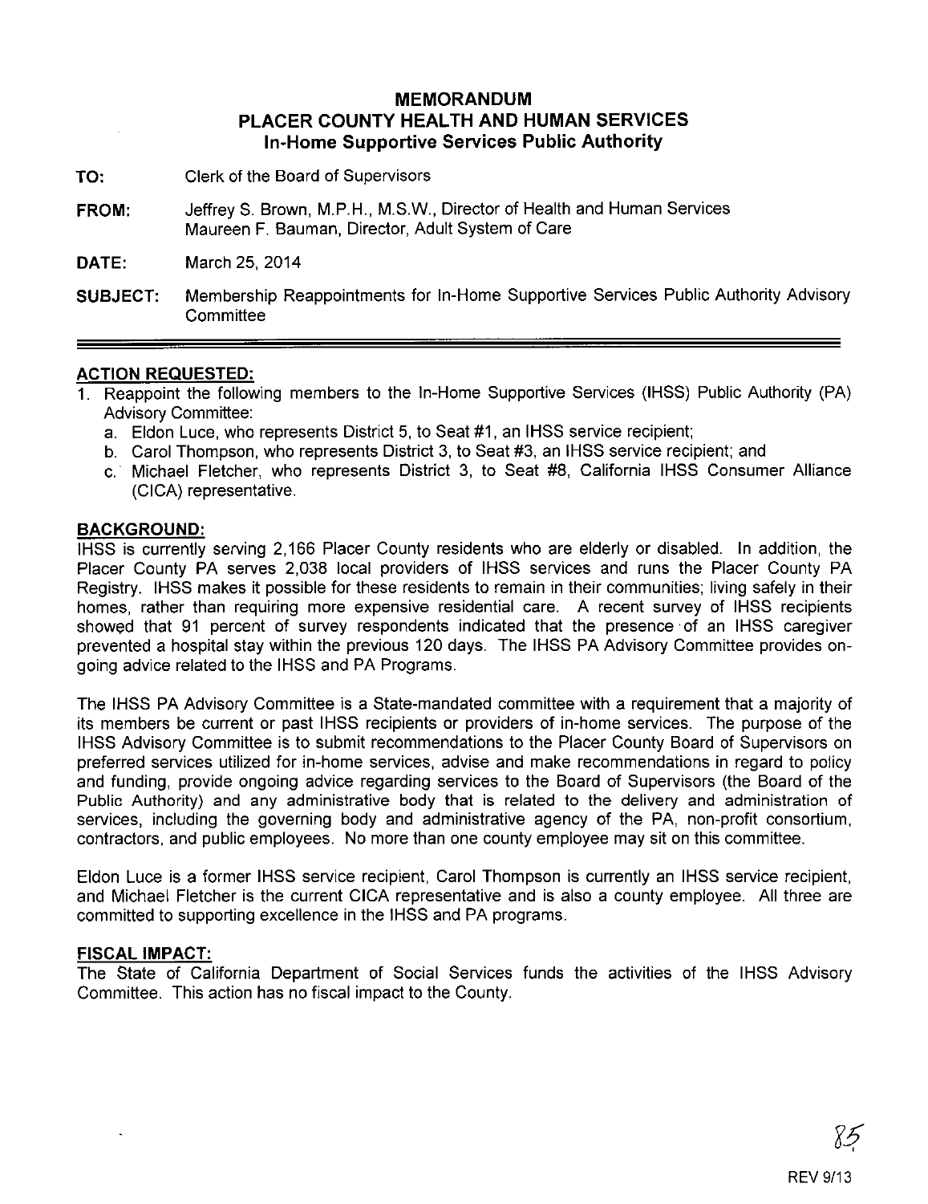# MEMORANDUM
## PLACER COUNTY HEALTH AND HUMAN SERVICES
### In-Home Supportive Services Public Authority

**TO:** Clerk of the Board of Supervisors

**FROM:** Jeffrey S. Brown, M.P.H., M.S.W., Director of Health and Human Services
Maureen F. Bauman, Director, Adult System of Care

**DATE:** March 25, 2014

**SUBJECT:** Membership Reappointments for In-Home Supportive Services Public Authority Advisory Committee

---

**ACTION REQUESTED:**

1. Reappoint the following members to the In-Home Supportive Services (IHSS) Public Authority (PA) Advisory Committee:
   a. Eldon Luce, who represents District 5, to Seat #1, an IHSS service recipient;
   b. Carol Thompson, who represents District 3, to Seat #3, an IHSS service recipient; and
   c. Michael Fletcher, who represents District 3, to Seat #8, California IHSS Consumer Alliance (CICA) representative.

**BACKGROUND:**

IHSS is currently serving 2,166 Placer County residents who are elderly or disabled. In addition, the Placer County PA serves 2,038 local providers of IHSS services and runs the Placer County PA Registry. IHSS makes it possible for these residents to remain in their communities; living safely in their homes, rather than requiring more expensive residential care. A recent survey of IHSS recipients showed that 91 percent of survey respondents indicated that the presence of an IHSS caregiver prevented a hospital stay within the previous 120 days. The IHSS PA Advisory Committee provides on-going advice related to the IHSS and PA Programs.

The IHSS PA Advisory Committee is a State-mandated committee with a requirement that a majority of its members be current or past IHSS recipients or providers of in-home services. The purpose of the IHSS Advisory Committee is to submit recommendations to the Placer County Board of Supervisors on preferred services utilized for in-home services, advise and make recommendations in regard to policy and funding, provide ongoing advice regarding services to the Board of Supervisors (the Board of the Public Authority) and any administrative body that is related to the delivery and administration of services, including the governing body and administrative agency of the PA, non-profit consortium, contractors, and public employees. No more than one county employee may sit on this committee.

Eldon Luce is a former IHSS service recipient, Carol Thompson is currently an IHSS service recipient, and Michael Fletcher is the current CICA representative and is also a county employee. All three are committed to supporting excellence in the IHSS and PA programs.

**FISCAL IMPACT:**

The State of California Department of Social Services funds the activities of the IHSS Advisory Committee. This action has no fiscal impact to the County.

REV 9/13